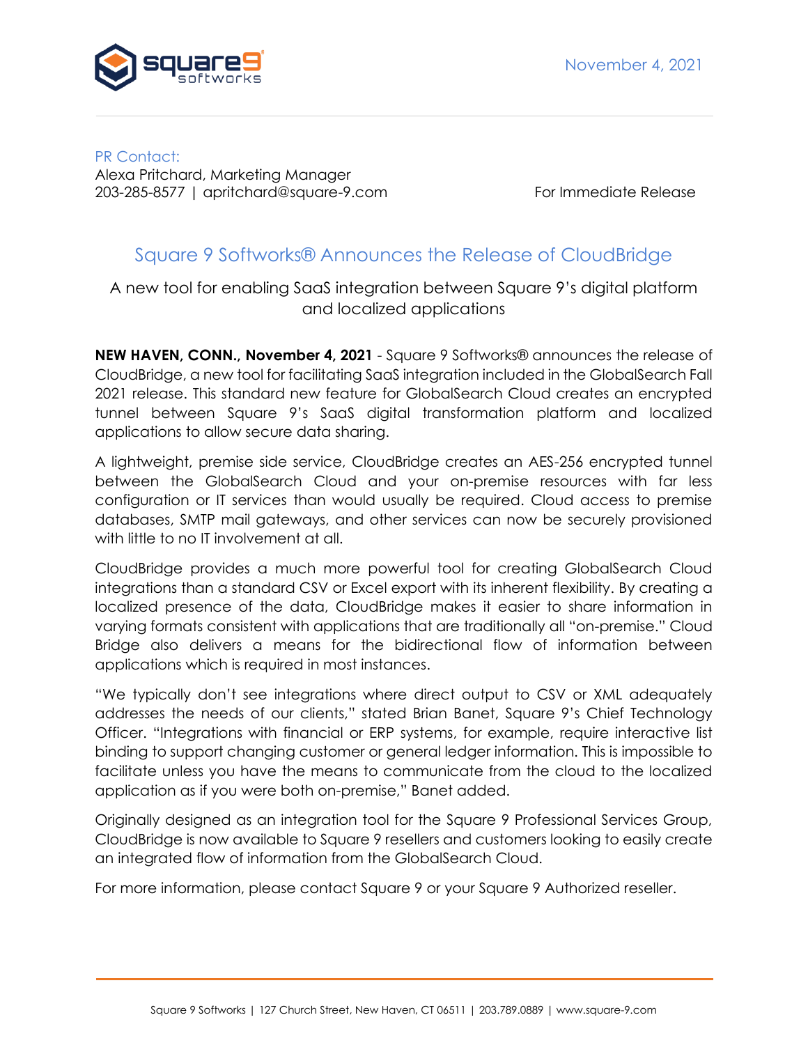November 4, 2021

PR Contact:
Alexa Pritchard, Marketing Manager
203-285-8577 | apritchard@square-9.com

For Immediate Release

# Square 9 Softworks® Announces the Release of CloudBridge

A new tool for enabling SaaS integration between Square 9's digital platform and localized applications

**NEW HAVEN, CONN., November 4, 2021** - Square 9 Softworks® announces the release of CloudBridge, a new tool for facilitating SaaS integration included in the GlobalSearch Fall 2021 release. This standard new feature for GlobalSearch Cloud creates an encrypted tunnel between Square 9's SaaS digital transformation platform and localized applications to allow secure data sharing.

A lightweight, premise side service, CloudBridge creates an AES-256 encrypted tunnel between the GlobalSearch Cloud and your on-premise resources with far less configuration or IT services than would usually be required. Cloud access to premise databases, SMTP mail gateways, and other services can now be securely provisioned with little to no IT involvement at all.

CloudBridge provides a much more powerful tool for creating GlobalSearch Cloud integrations than a standard CSV or Excel export with its inherent flexibility. By creating a localized presence of the data, CloudBridge makes it easier to share information in varying formats consistent with applications that are traditionally all "on-premise." Cloud Bridge also delivers a means for the bidirectional flow of information between applications which is required in most instances.

"We typically don't see integrations where direct output to CSV or XML adequately addresses the needs of our clients," stated Brian Banet, Square 9's Chief Technology Officer. "Integrations with financial or ERP systems, for example, require interactive list binding to support changing customer or general ledger information. This is impossible to facilitate unless you have the means to communicate from the cloud to the localized application as if you were both on-premise," Banet added.

Originally designed as an integration tool for the Square 9 Professional Services Group, CloudBridge is now available to Square 9 resellers and customers looking to easily create an integrated flow of information from the GlobalSearch Cloud.

For more information, please contact Square 9 or your Square 9 Authorized reseller.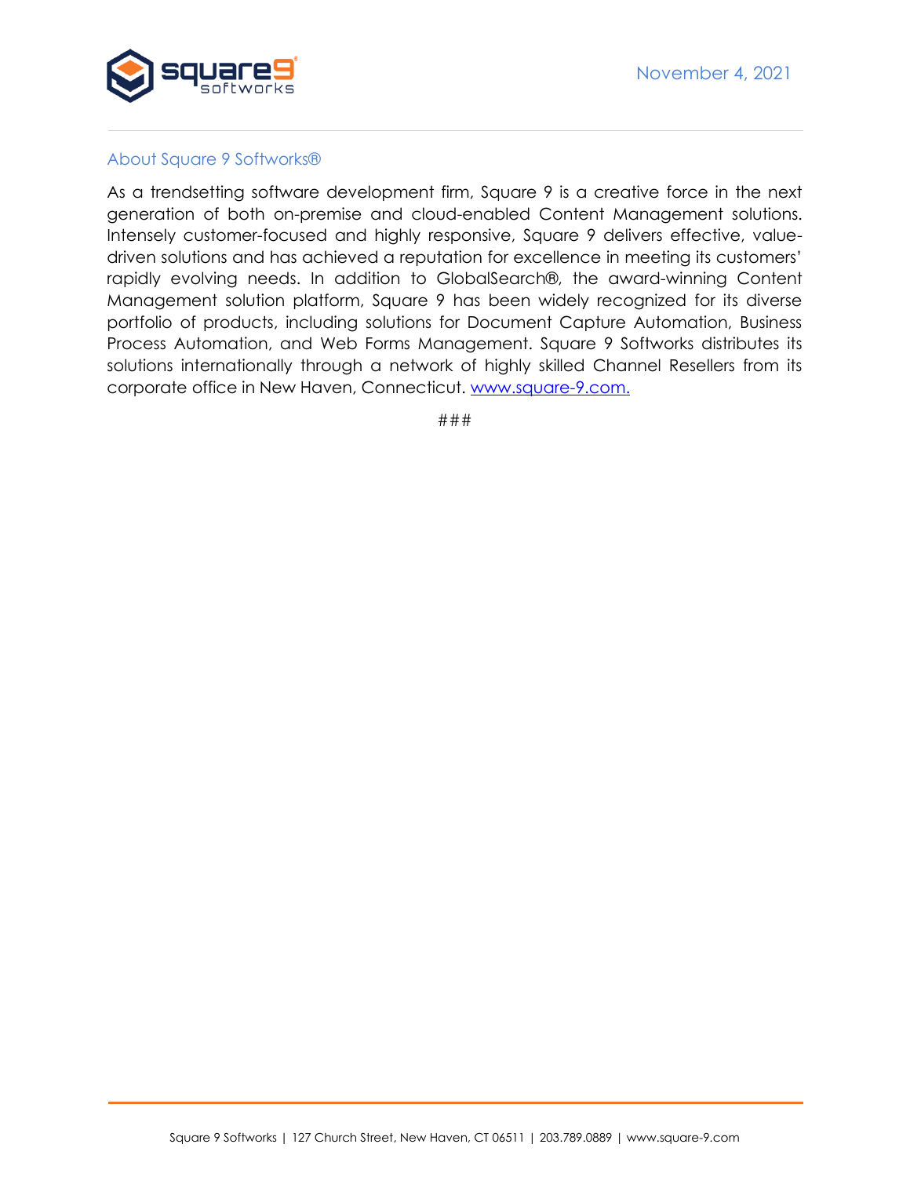## About Square 9 Softworks®

As a trendsetting software development firm, Square 9 is a creative force in the next generation of both on-premise and cloud-enabled Content Management solutions. Intensely customer-focused and highly responsive, Square 9 delivers effective, value-driven solutions and has achieved a reputation for excellence in meeting its customers' rapidly evolving needs. In addition to GlobalSearch®, the award-winning Content Management solution platform, Square 9 has been widely recognized for its diverse portfolio of products, including solutions for Document Capture Automation, Business Process Automation, and Web Forms Management. Square 9 Softworks distributes its solutions internationally through a network of highly skilled Channel Resellers from its corporate office in New Haven, Connecticut. [www.square-9.com.](http://www.square-9.com)

###